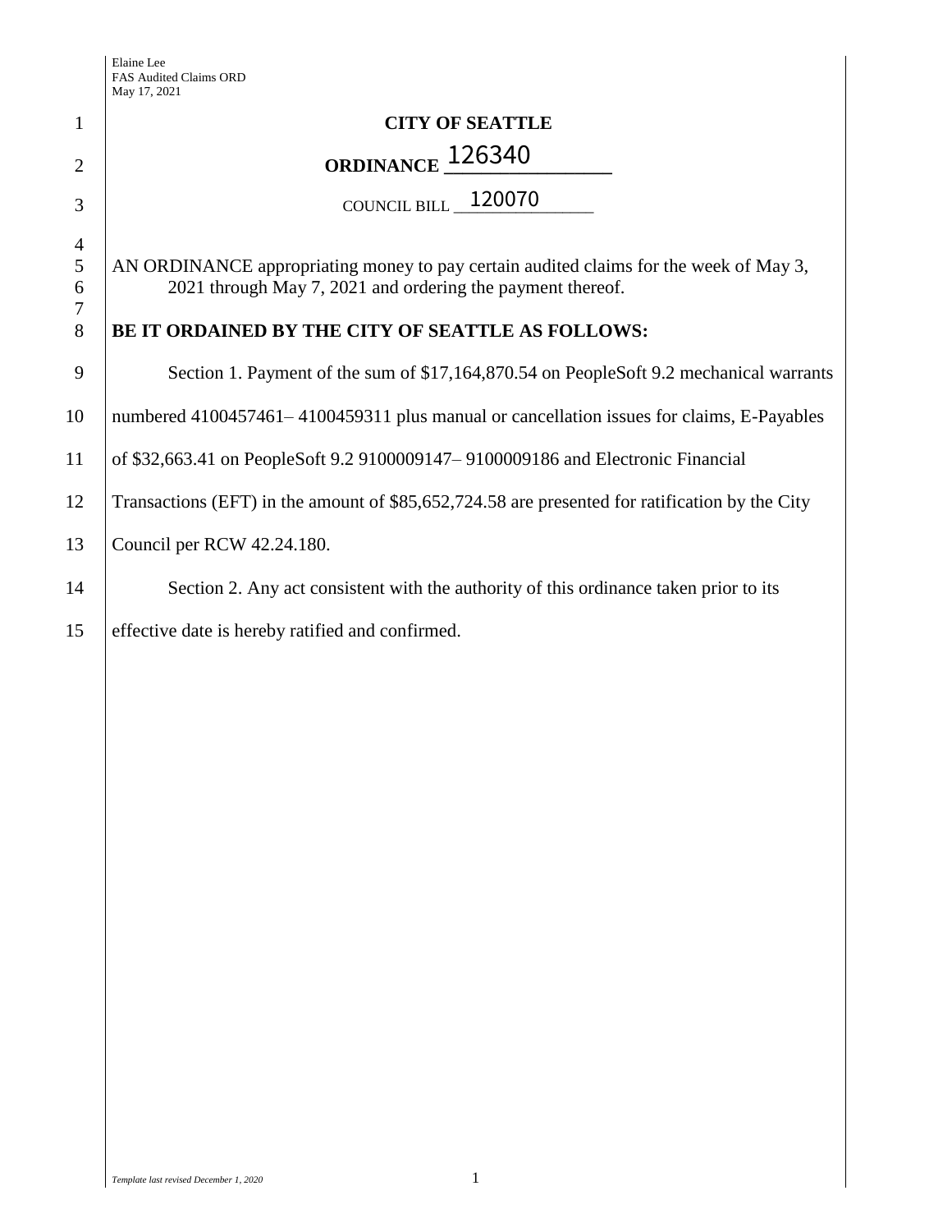Elaine Lee
FAS Audited Claims ORD
May 17, 2021

# CITY OF SEATTLE

## ORDINANCE 126340

COUNCIL BILL 120070

AN ORDINANCE appropriating money to pay certain audited claims for the week of May 3, 2021 through May 7, 2021 and ordering the payment thereof.

**BE IT ORDAINED BY THE CITY OF SEATTLE AS FOLLOWS:**

Section 1. Payment of the sum of $17,164,870.54 on PeopleSoft 9.2 mechanical warrants numbered 4100457461– 4100459311 plus manual or cancellation issues for claims, E-Payables of $32,663.41 on PeopleSoft 9.2 9100009147– 9100009186 and Electronic Financial Transactions (EFT) in the amount of $85,652,724.58 are presented for ratification by the City Council per RCW 42.24.180.

Section 2. Any act consistent with the authority of this ordinance taken prior to its effective date is hereby ratified and confirmed.

*Template last revised December 1, 2020*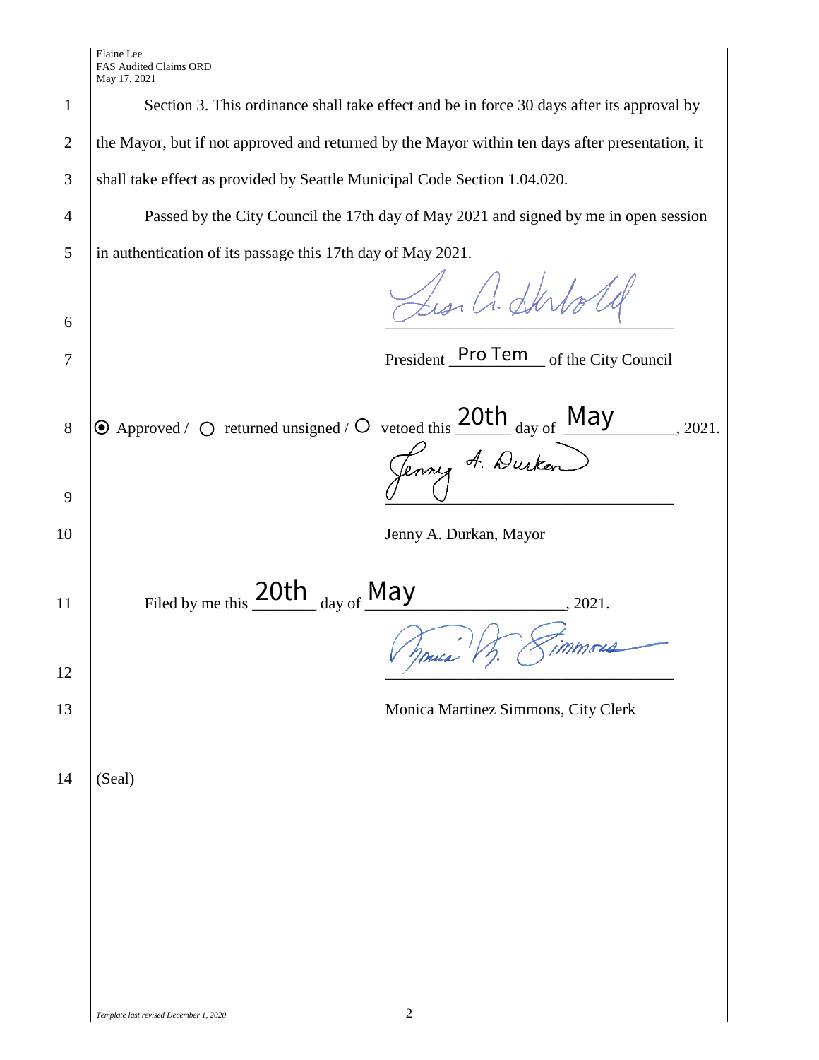Section 3. This ordinance shall take effect and be in force 30 days after its approval by the Mayor, but if not approved and returned by the Mayor within ten days after presentation, it shall take effect as provided by Seattle Municipal Code Section 1.04.020.

Passed by the City Council the 17th day of May 2021 and signed by me in open session in authentication of its passage this 17th day of May 2021.

____________________________________

President Pro Tem of the City Council

◉ Approved / ○ returned unsigned / ○ vetoed this 20th day of May, 2021.

____________________________________

Jenny A. Durkan, Mayor

Filed by me this 20th day of May, 2021.

____________________________________

Monica Martinez Simmons, City Clerk

(Seal)